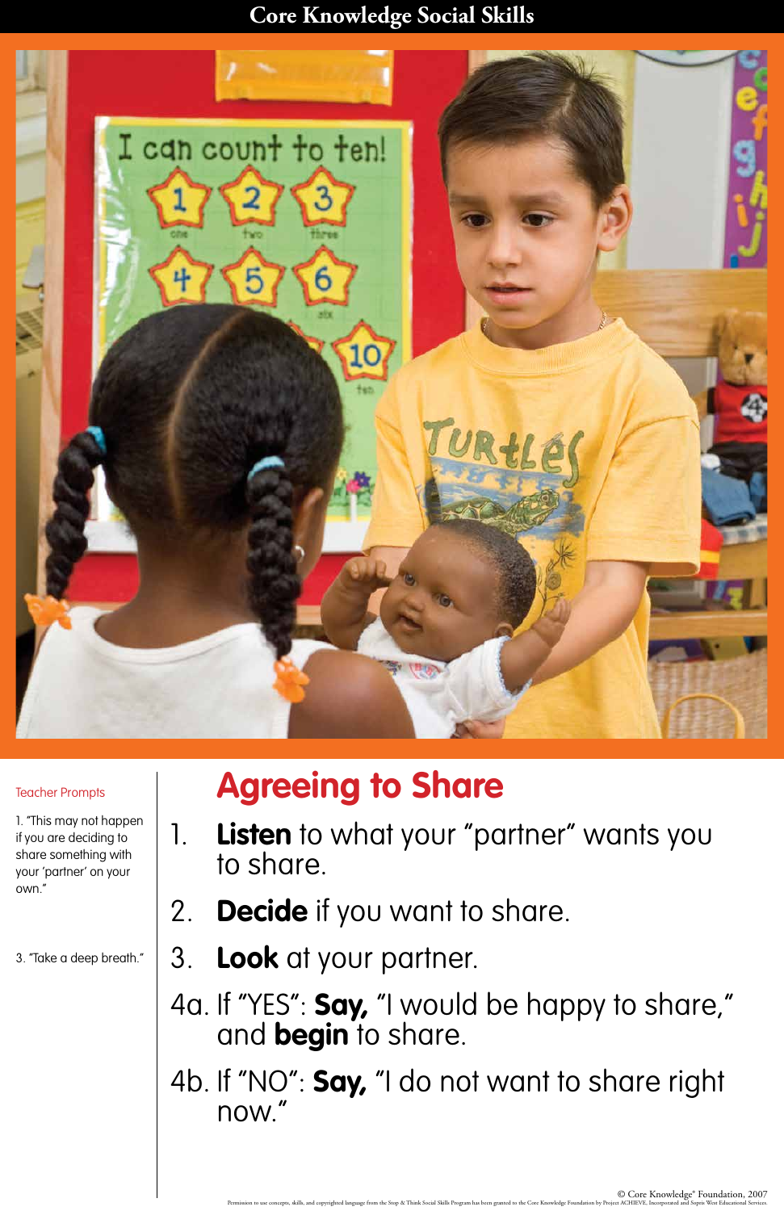# Core Knowledge Social Skills

## Agreeing to Share

Teacher Prompts

1. "This may not happen if you are deciding to share something with your 'partner' on your own."

3. "Take a deep breath."

1. **Listen** to what your "partner" wants you to share.
2. **Decide** if you want to share.
3. **Look** at your partner.

4a. If "YES": **Say,** "I would be happy to share," and **begin** to share.

4b. If "NO": **Say,** "I do not want to share right now."

© Core Knowledge® Foundation, 2007

Permission to use concepts, skills, and copyrighted language from the Stop & Think Social Skills Program has been granted to the Core Knowledge Foundation by Project ACHIEVE, Incorporated and Sopris West Educational Services.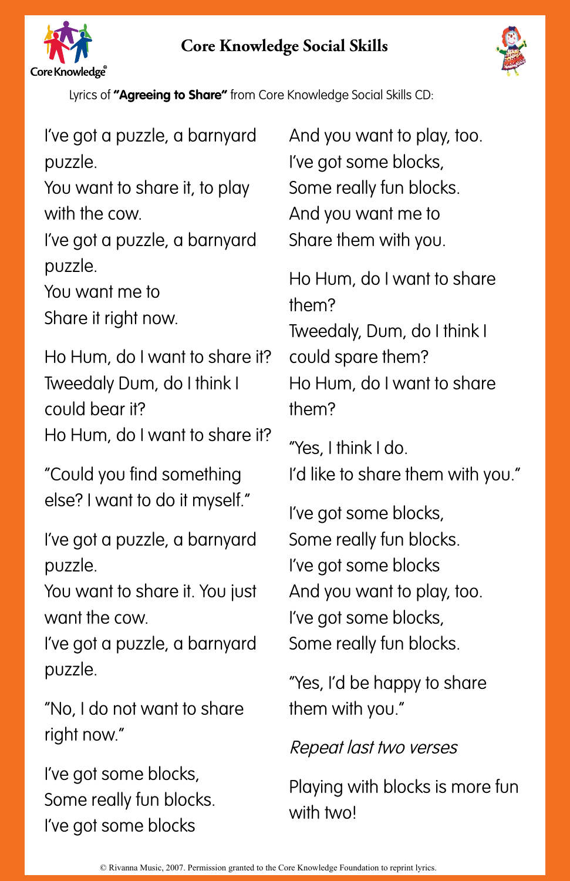# Core Knowledge Social Skills

Lyrics of **"Agreeing to Share"** from Core Knowledge Social Skills CD:

I've got a puzzle, a barnyard puzzle.
You want to share it, to play with the cow.
I've got a puzzle, a barnyard puzzle.
You want me to
Share it right now.

Ho Hum, do I want to share it?
Tweedaly Dum, do I think I could bear it?
Ho Hum, do I want to share it?

"Could you find something else? I want to do it myself."

I've got a puzzle, a barnyard puzzle.
You want to share it. You just want the cow.
I've got a puzzle, a barnyard puzzle.

"No, I do not want to share right now."

I've got some blocks,
Some really fun blocks.
I've got some blocks
And you want to play, too.
I've got some blocks,
Some really fun blocks.
And you want me to
Share them with you.

Ho Hum, do I want to share them?
Tweedaly, Dum, do I think I could spare them?
Ho Hum, do I want to share them?

"Yes, I think I do.
I'd like to share them with you."

I've got some blocks,
Some really fun blocks.
I've got some blocks
And you want to play, too.
I've got some blocks,
Some really fun blocks.

"Yes, I'd be happy to share them with you."

*Repeat last two verses*

Playing with blocks is more fun with two!

© Rivanna Music, 2007. Permission granted to the Core Knowledge Foundation to reprint lyrics.